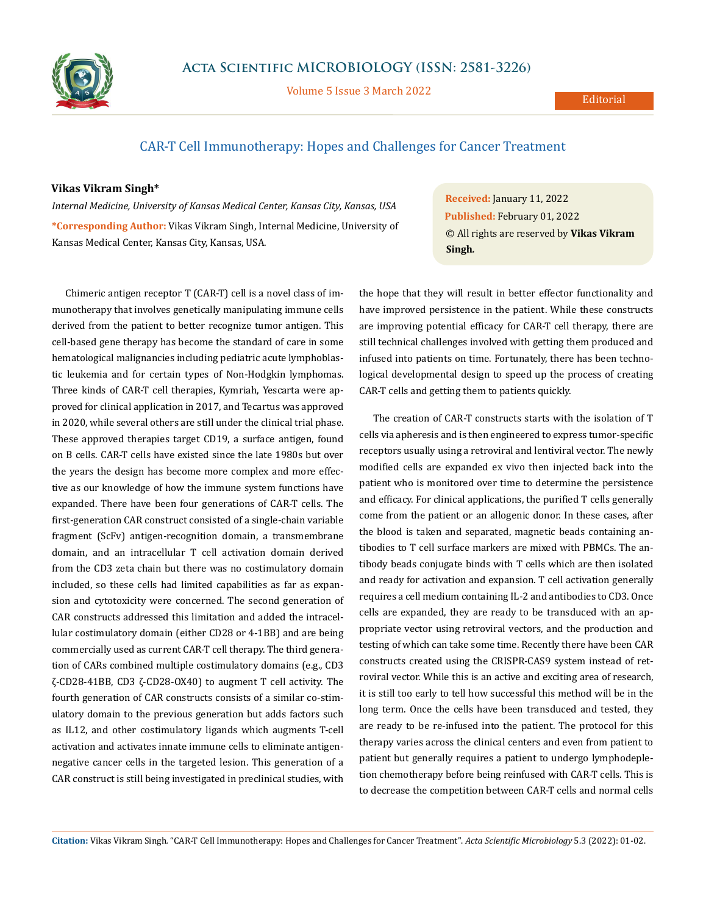Editorial

# CAR-T Cell Immunotherapy: Hopes and Challenges for Cancer Treatment

**Vikas Vikram Singh***

*Internal Medicine, University of Kansas Medical Center, Kansas City, Kansas, USA*

**\*Corresponding Author:** Vikas Vikram Singh, Internal Medicine, University of Kansas Medical Center, Kansas City, Kansas, USA.

**Received:** January 11, 2022
**Published:** February 01, 2022
© All rights are reserved by **Vikas Vikram Singh.**

Chimeric antigen receptor T (CAR-T) cell is a novel class of immunotherapy that involves genetically manipulating immune cells derived from the patient to better recognize tumor antigen. This cell-based gene therapy has become the standard of care in some hematological malignancies including pediatric acute lymphoblastic leukemia and for certain types of Non-Hodgkin lymphomas. Three kinds of CAR-T cell therapies, Kymriah, Yescarta were approved for clinical application in 2017, and Tecartus was approved in 2020, while several others are still under the clinical trial phase. These approved therapies target CD19, a surface antigen, found on B cells. CAR-T cells have existed since the late 1980s but over the years the design has become more complex and more effective as our knowledge of how the immune system functions have expanded. There have been four generations of CAR-T cells. The first-generation CAR construct consisted of a single-chain variable fragment (ScFv) antigen-recognition domain, a transmembrane domain, and an intracellular T cell activation domain derived from the CD3 zeta chain but there was no costimulatory domain included, so these cells had limited capabilities as far as expansion and cytotoxicity were concerned. The second generation of CAR constructs addressed this limitation and added the intracellular costimulatory domain (either CD28 or 4-1BB) and are being commercially used as current CAR-T cell therapy. The third generation of CARs combined multiple costimulatory domains (e.g., CD3 ζ-CD28-41BB, CD3 ζ-CD28-OX40) to augment T cell activity. The fourth generation of CAR constructs consists of a similar co-stimulatory domain to the previous generation but adds factors such as IL12, and other costimulatory ligands which augments T-cell activation and activates innate immune cells to eliminate antigen-negative cancer cells in the targeted lesion. This generation of a CAR construct is still being investigated in preclinical studies, with the hope that they will result in better effector functionality and have improved persistence in the patient. While these constructs are improving potential efficacy for CAR-T cell therapy, there are still technical challenges involved with getting them produced and infused into patients on time. Fortunately, there has been technological developmental design to speed up the process of creating CAR-T cells and getting them to patients quickly.

The creation of CAR-T constructs starts with the isolation of T cells via apheresis and is then engineered to express tumor-specific receptors usually using a retroviral and lentiviral vector. The newly modified cells are expanded ex vivo then injected back into the patient who is monitored over time to determine the persistence and efficacy. For clinical applications, the purified T cells generally come from the patient or an allogenic donor. In these cases, after the blood is taken and separated, magnetic beads containing antibodies to T cell surface markers are mixed with PBMCs. The antibody beads conjugate binds with T cells which are then isolated and ready for activation and expansion. T cell activation generally requires a cell medium containing IL-2 and antibodies to CD3. Once cells are expanded, they are ready to be transduced with an appropriate vector using retroviral vectors, and the production and testing of which can take some time. Recently there have been CAR constructs created using the CRISPR-CAS9 system instead of retroviral vector. While this is an active and exciting area of research, it is still too early to tell how successful this method will be in the long term. Once the cells have been transduced and tested, they are ready to be re-infused into the patient. The protocol for this therapy varies across the clinical centers and even from patient to patient but generally requires a patient to undergo lymphodepletion chemotherapy before being reinfused with CAR-T cells. This is to decrease the competition between CAR-T cells and normal cells

**Citation:** Vikas Vikram Singh. "CAR-T Cell Immunotherapy: Hopes and Challenges for Cancer Treatment". *Acta Scientific Microbiology* 5.3 (2022): 01-02.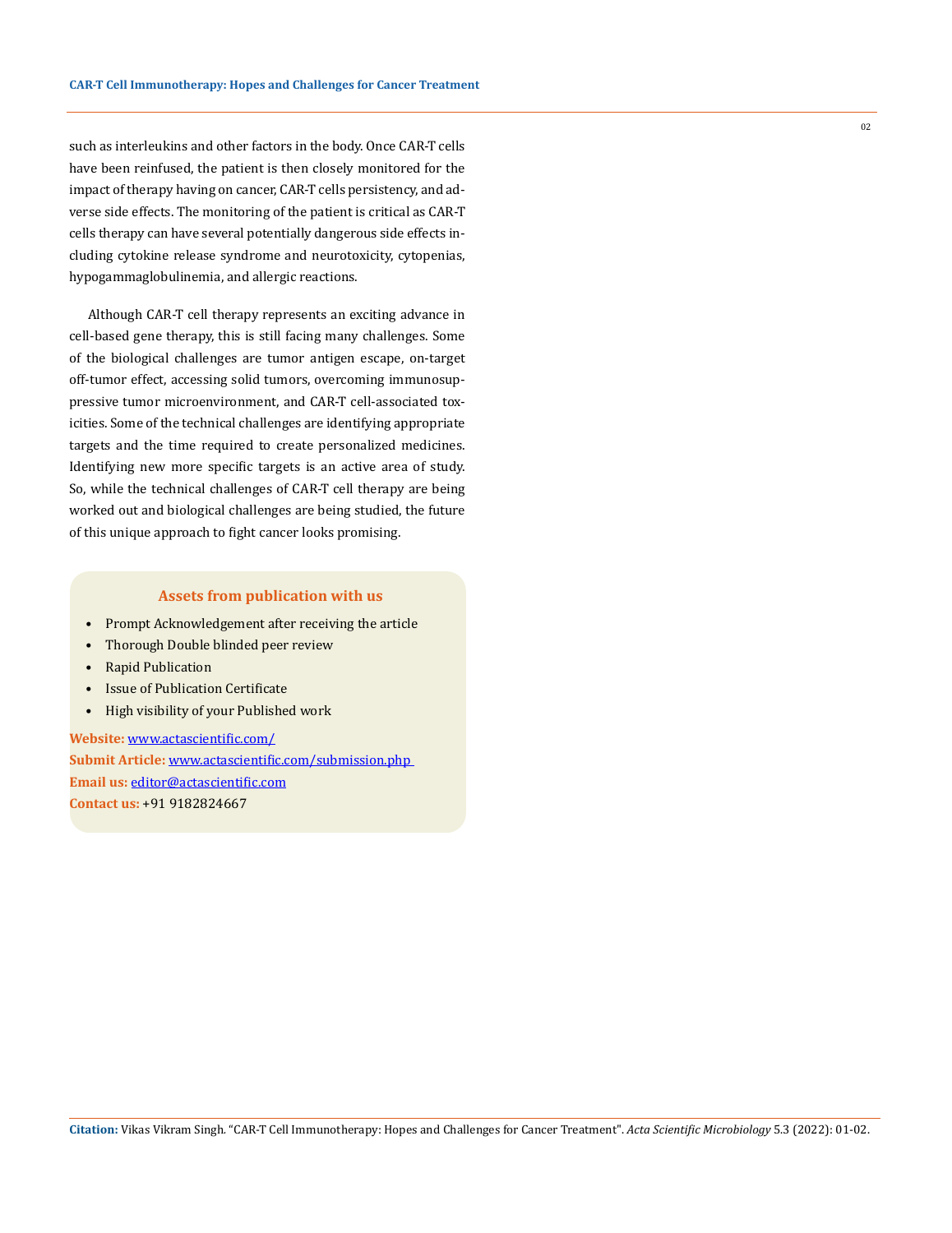such as interleukins and other factors in the body. Once CAR-T cells have been reinfused, the patient is then closely monitored for the impact of therapy having on cancer, CAR-T cells persistency, and adverse side effects. The monitoring of the patient is critical as CAR-T cells therapy can have several potentially dangerous side effects including cytokine release syndrome and neurotoxicity, cytopenias, hypogammaglobulinemia, and allergic reactions.

Although CAR-T cell therapy represents an exciting advance in cell-based gene therapy, this is still facing many challenges. Some of the biological challenges are tumor antigen escape, on-target off-tumor effect, accessing solid tumors, overcoming immunosuppressive tumor microenvironment, and CAR-T cell-associated toxicities. Some of the technical challenges are identifying appropriate targets and the time required to create personalized medicines. Identifying new more specific targets is an active area of study. So, while the technical challenges of CAR-T cell therapy are being worked out and biological challenges are being studied, the future of this unique approach to fight cancer looks promising.

**Assets from publication with us**

- Prompt Acknowledgement after receiving the article
- Thorough Double blinded peer review
- Rapid Publication
- Issue of Publication Certificate
- High visibility of your Published work

**Website:** www.actascientific.com/
**Submit Article:** www.actascientific.com/submission.php
**Email us:** editor@actascientific.com
**Contact us:** +91 9182824667

**Citation:** Vikas Vikram Singh. "CAR-T Cell Immunotherapy: Hopes and Challenges for Cancer Treatment". *Acta Scientific Microbiology* 5.3 (2022): 01-02.